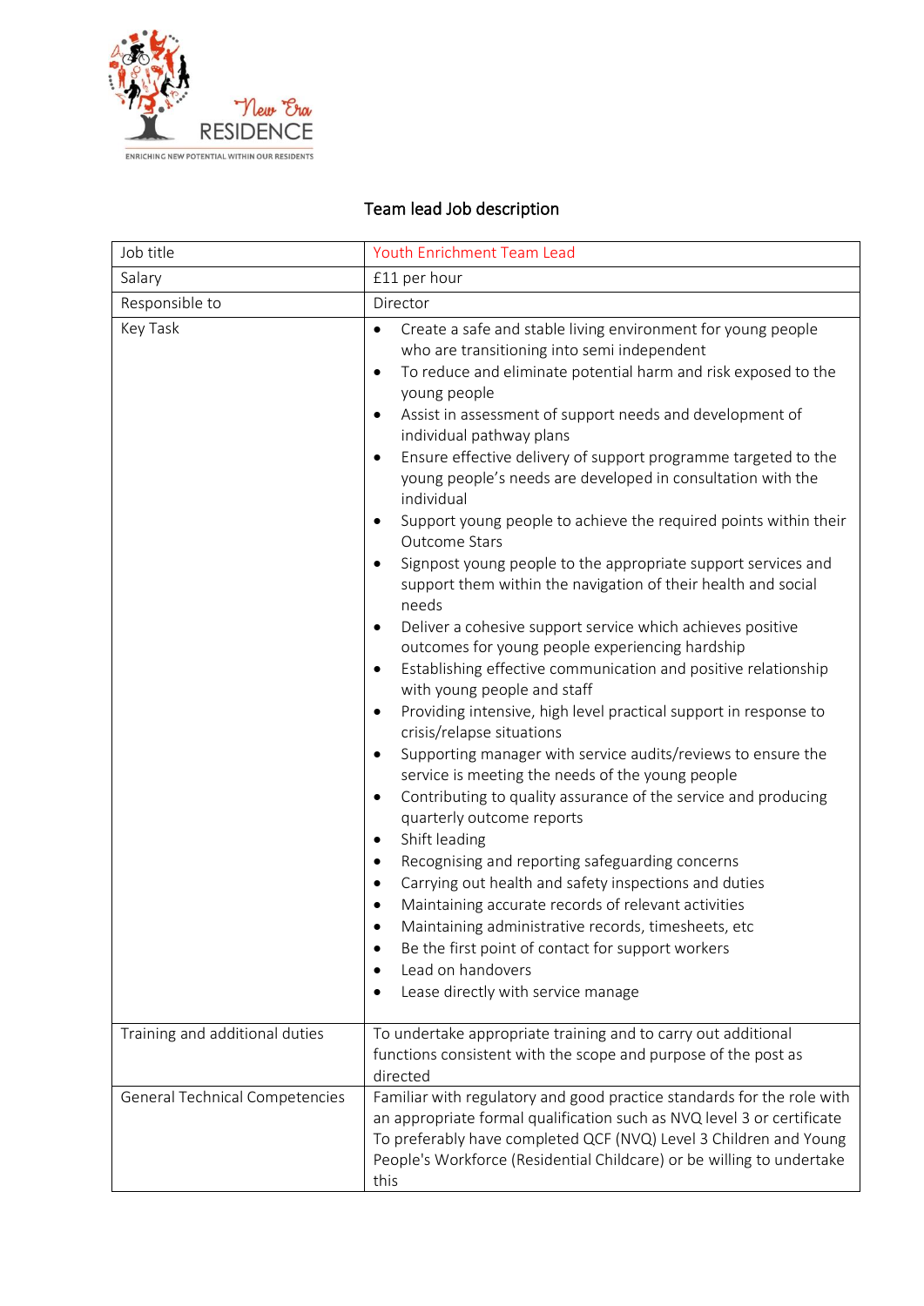New Era RESIDENCE

ENRICHING NEW POTENTIAL WITHIN OUR RESIDENTS

## Team lead Job description

| Job title | Youth Enrichment Team Lead |
|---|---|
| Salary | £11 per hour |
| Responsible to | Director |
| Key Task | • Create a safe and stable living environment for young people who are transitioning into semi independent<br>• To reduce and eliminate potential harm and risk exposed to the young people<br>• Assist in assessment of support needs and development of individual pathway plans<br>• Ensure effective delivery of support programme targeted to the young people's needs are developed in consultation with the individual<br>• Support young people to achieve the required points within their Outcome Stars<br>• Signpost young people to the appropriate support services and support them within the navigation of their health and social needs<br>• Deliver a cohesive support service which achieves positive outcomes for young people experiencing hardship<br>• Establishing effective communication and positive relationship with young people and staff<br>• Providing intensive, high level practical support in response to crisis/relapse situations<br>• Supporting manager with service audits/reviews to ensure the service is meeting the needs of the young people<br>• Contributing to quality assurance of the service and producing quarterly outcome reports<br>• Shift leading<br>• Recognising and reporting safeguarding concerns<br>• Carrying out health and safety inspections and duties<br>• Maintaining accurate records of relevant activities<br>• Maintaining administrative records, timesheets, etc<br>• Be the first point of contact for support workers<br>• Lead on handovers<br>• Lease directly with service manage |
| Training and additional duties | To undertake appropriate training and to carry out additional functions consistent with the scope and purpose of the post as directed |
| General Technical Competencies | Familiar with regulatory and good practice standards for the role with an appropriate formal qualification such as NVQ level 3 or certificate To preferably have completed QCF (NVQ) Level 3 Children and Young People's Workforce (Residential Childcare) or be willing to undertake this |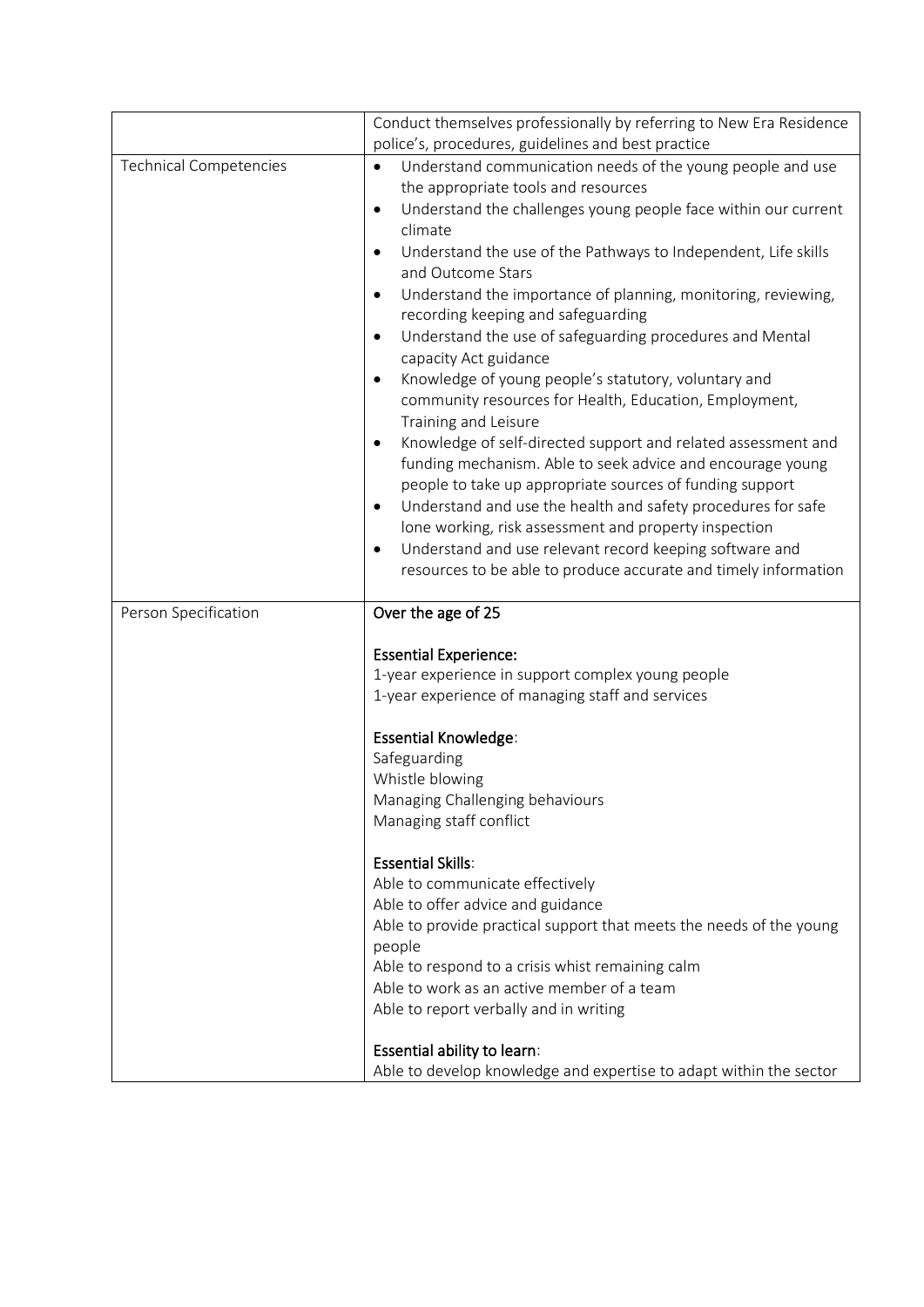| | |
|---|---|
| | Conduct themselves professionally by referring to New Era Residence police's, procedures, guidelines and best practice |
| Technical Competencies | • Understand communication needs of the young people and use the appropriate tools and resources<br>• Understand the challenges young people face within our current climate<br>• Understand the use of the Pathways to Independent, Life skills and Outcome Stars<br>• Understand the importance of planning, monitoring, reviewing, recording keeping and safeguarding<br>• Understand the use of safeguarding procedures and Mental capacity Act guidance<br>• Knowledge of young people's statutory, voluntary and community resources for Health, Education, Employment, Training and Leisure<br>• Knowledge of self-directed support and related assessment and funding mechanism. Able to seek advice and encourage young people to take up appropriate sources of funding support<br>• Understand and use the health and safety procedures for safe lone working, risk assessment and property inspection<br>• Understand and use relevant record keeping software and resources to be able to produce accurate and timely information |
| Person Specification | Over the age of 25<br><br>Essential Experience:<br>1-year experience in support complex young people<br>1-year experience of managing staff and services<br><br>Essential Knowledge:<br>Safeguarding<br>Whistle blowing<br>Managing Challenging behaviours<br>Managing staff conflict<br><br>Essential Skills:<br>Able to communicate effectively<br>Able to offer advice and guidance<br>Able to provide practical support that meets the needs of the young people<br>Able to respond to a crisis whist remaining calm<br>Able to work as an active member of a team<br>Able to report verbally and in writing<br><br>Essential ability to learn:<br>Able to develop knowledge and expertise to adapt within the sector |